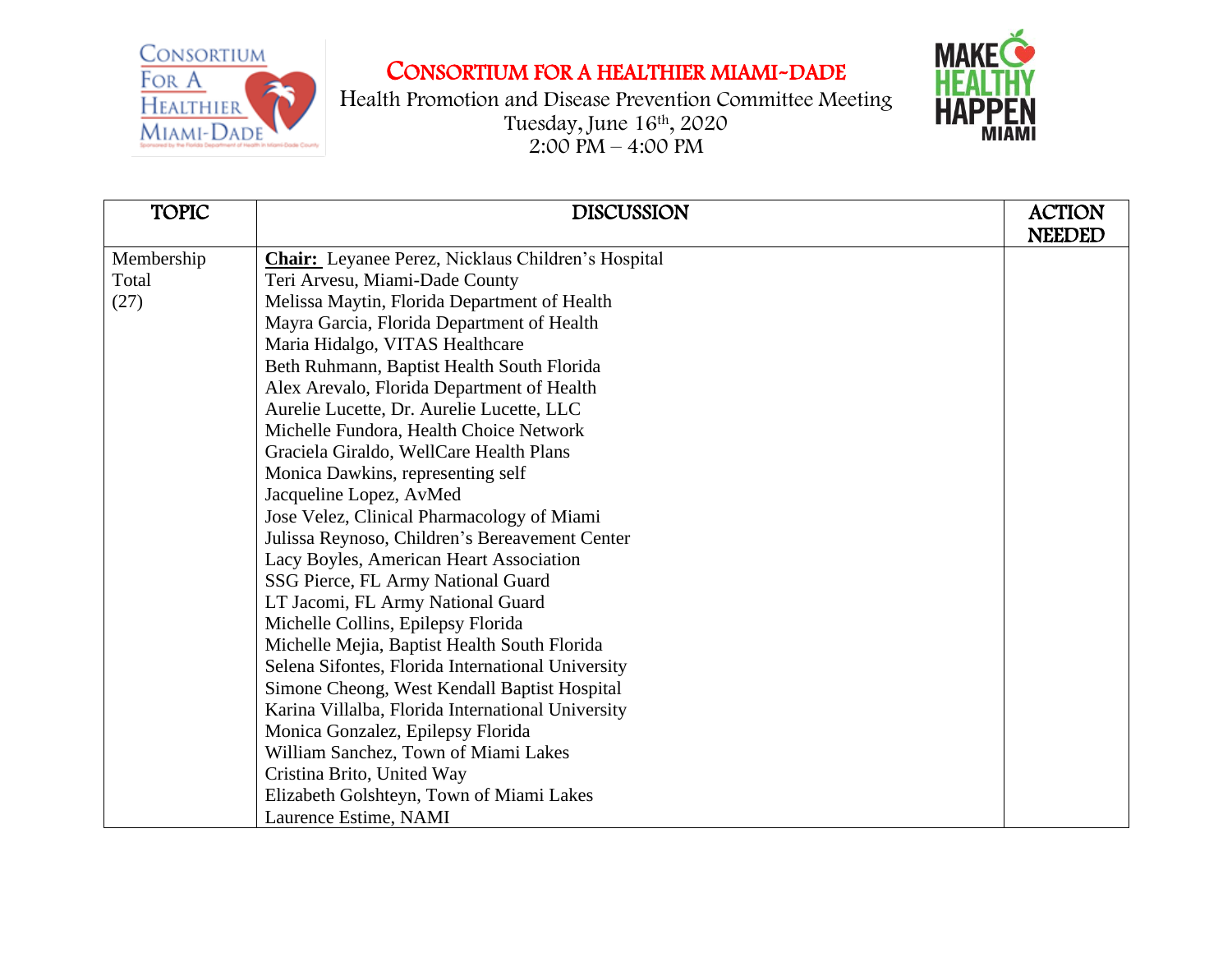# CONSORTIUM FOR A HEALTHIER MIAMI-DADE

Health Promotion and Disease Prevention Committee Meeting
Tuesday, June 16th, 2020
2:00 PM – 4:00 PM

| TOPIC | DISCUSSION | ACTION NEEDED |
|---|---|---|
| Membership Total (27) | **Chair:** Leyanee Perez, Nicklaus Children's Hospital<br>Teri Arvesu, Miami-Dade County<br>Melissa Maytin, Florida Department of Health<br>Mayra Garcia, Florida Department of Health<br>Maria Hidalgo, VITAS Healthcare<br>Beth Ruhmann, Baptist Health South Florida<br>Alex Arevalo, Florida Department of Health<br>Aurelie Lucette, Dr. Aurelie Lucette, LLC<br>Michelle Fundora, Health Choice Network<br>Graciela Giraldo, WellCare Health Plans<br>Monica Dawkins, representing self<br>Jacqueline Lopez, AvMed<br>Jose Velez, Clinical Pharmacology of Miami<br>Julissa Reynoso, Children's Bereavement Center<br>Lacy Boyles, American Heart Association<br>SSG Pierce, FL Army National Guard<br>LT Jacomi, FL Army National Guard<br>Michelle Collins, Epilepsy Florida<br>Michelle Mejia, Baptist Health South Florida<br>Selena Sifontes, Florida International University<br>Simone Cheong, West Kendall Baptist Hospital<br>Karina Villalba, Florida International University<br>Monica Gonzalez, Epilepsy Florida<br>William Sanchez, Town of Miami Lakes<br>Cristina Brito, United Way<br>Elizabeth Golshteyn, Town of Miami Lakes<br>Laurence Estime, NAMI | |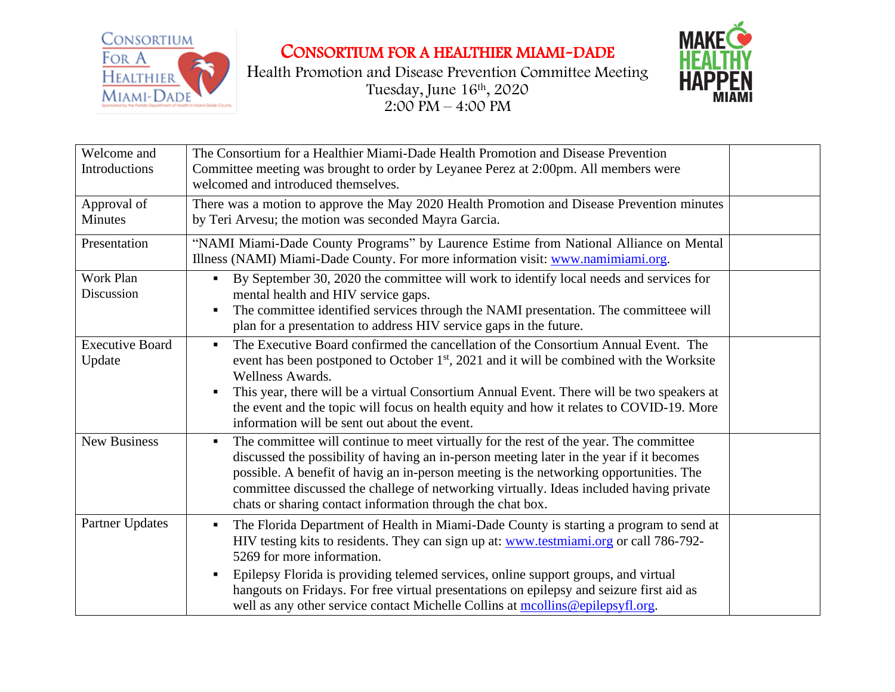# Consortium for a Healthier Miami-Dade

Health Promotion and Disease Prevention Committee Meeting
Tuesday, June 16th, 2020
2:00 PM – 4:00 PM

| | | |
|---|---|---|
| Welcome and Introductions | The Consortium for a Healthier Miami-Dade Health Promotion and Disease Prevention Committee meeting was brought to order by Leyanee Perez at 2:00pm. All members were welcomed and introduced themselves. | |
| Approval of Minutes | There was a motion to approve the May 2020 Health Promotion and Disease Prevention minutes by Teri Arvesu; the motion was seconded Mayra Garcia. | |
| Presentation | "NAMI Miami-Dade County Programs" by Laurence Estime from National Alliance on Mental Illness (NAMI) Miami-Dade County. For more information visit: www.namimiami.org. | |
| Work Plan Discussion | ▪ By September 30, 2020 the committee will work to identify local needs and services for mental health and HIV service gaps.<br>▪ The committee identified services through the NAMI presentation. The committeee will plan for a presentation to address HIV service gaps in the future. | |
| Executive Board Update | ▪ The Executive Board confirmed the cancellation of the Consortium Annual Event. The event has been postponed to October 1st, 2021 and it will be combined with the Worksite Wellness Awards.<br>▪ This year, there will be a virtual Consortium Annual Event. There will be two speakers at the event and the topic will focus on health equity and how it relates to COVID-19. More information will be sent out about the event. | |
| New Business | ▪ The committee will continue to meet virtually for the rest of the year. The committee discussed the possibility of having an in-person meeting later in the year if it becomes possible. A benefit of havig an in-person meeting is the networking opportunities. The committee discussed the challege of networking virtually. Ideas included having private chats or sharing contact information through the chat box. | |
| Partner Updates | ▪ The Florida Department of Health in Miami-Dade County is starting a program to send at HIV testing kits to residents. They can sign up at: www.testmiami.org or call 786-792-5269 for more information.<br>▪ Epilepsy Florida is providing telemed services, online support groups, and virtual hangouts on Fridays. For free virtual presentations on epilepsy and seizure first aid as well as any other service contact Michelle Collins at mcollins@epilepsyfl.org. | |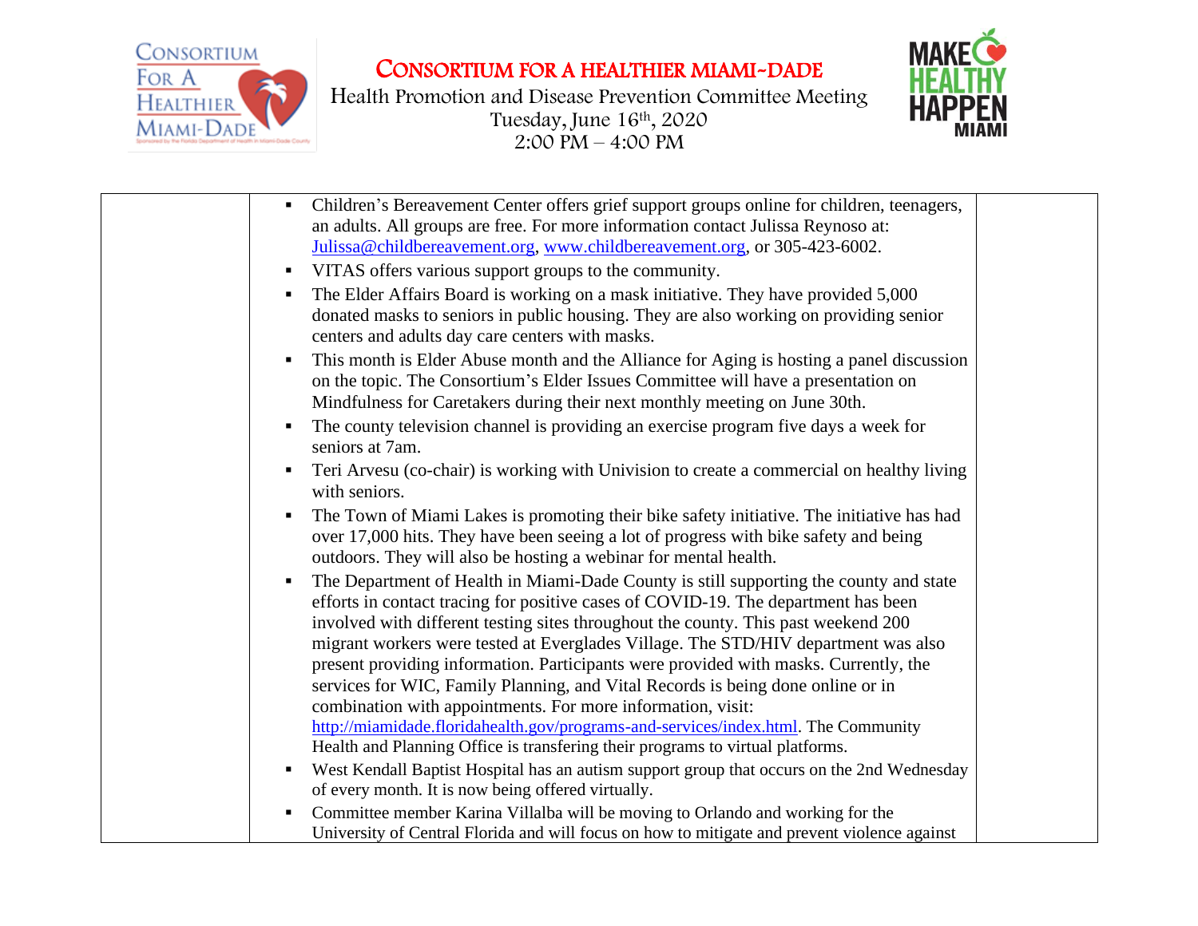| | - Children's Bereavement Center offers grief support groups online for children, teenagers, an adults. All groups are free. For more information contact Julissa Reynoso at: Julissa@childbereavement.org, www.childbereavement.org, or 305-423-6002.<br>- VITAS offers various support groups to the community.<br>- The Elder Affairs Board is working on a mask initiative. They have provided 5,000 donated masks to seniors in public housing. They are also working on providing senior centers and adults day care centers with masks.<br>- This month is Elder Abuse month and the Alliance for Aging is hosting a panel discussion on the topic. The Consortium's Elder Issues Committee will have a presentation on Mindfulness for Caretakers during their next monthly meeting on June 30th.<br>- The county television channel is providing an exercise program five days a week for seniors at 7am.<br>- Teri Arvesu (co-chair) is working with Univision to create a commercial on healthy living with seniors.<br>- The Town of Miami Lakes is promoting their bike safety initiative. The initiative has had over 17,000 hits. They have been seeing a lot of progress with bike safety and being outdoors. They will also be hosting a webinar for mental health.<br>- The Department of Health in Miami-Dade County is still supporting the county and state efforts in contact tracing for positive cases of COVID-19. The department has been involved with different testing sites throughout the county. This past weekend 200 migrant workers were tested at Everglades Village. The STD/HIV department was also present providing information. Participants were provided with masks. Currently, the services for WIC, Family Planning, and Vital Records is being done online or in combination with appointments. For more information, visit: http://miamidade.floridahealth.gov/programs-and-services/index.html. The Community Health and Planning Office is transfering their programs to virtual platforms.<br>- West Kendall Baptist Hospital has an autism support group that occurs on the 2nd Wednesday of every month. It is now being offered virtually.<br>- Committee member Karina Villalba will be moving to Orlando and working for the University of Central Florida and will focus on how to mitigate and prevent violence against | |
|---|---|---|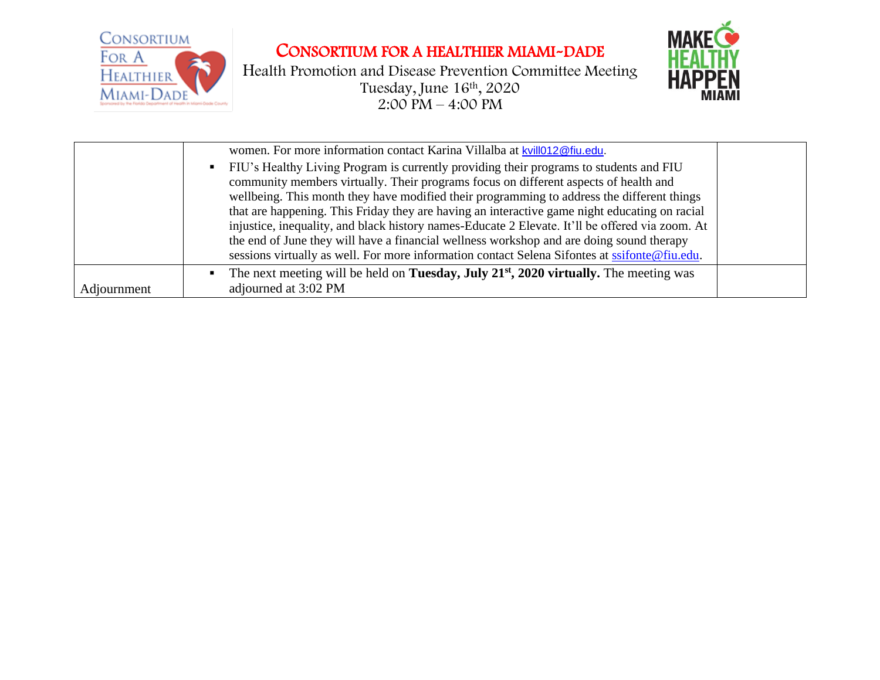| | | |
|---|---|---|
| | women. For more information contact Karina Villalba at kvill012@fiu.edu.<br>▪ FIU's Healthy Living Program is currently providing their programs to students and FIU community members virtually. Their programs focus on different aspects of health and wellbeing. This month they have modified their programming to address the different things that are happening. This Friday they are having an interactive game night educating on racial injustice, inequality, and black history names-Educate 2 Elevate. It'll be offered via zoom. At the end of June they will have a financial wellness workshop and are doing sound therapy sessions virtually as well. For more information contact Selena Sifontes at ssifonte@fiu.edu. | |
| Adjournment | ▪ The next meeting will be held on **Tuesday, July 21st, 2020 virtually.** The meeting was adjourned at 3:02 PM | |